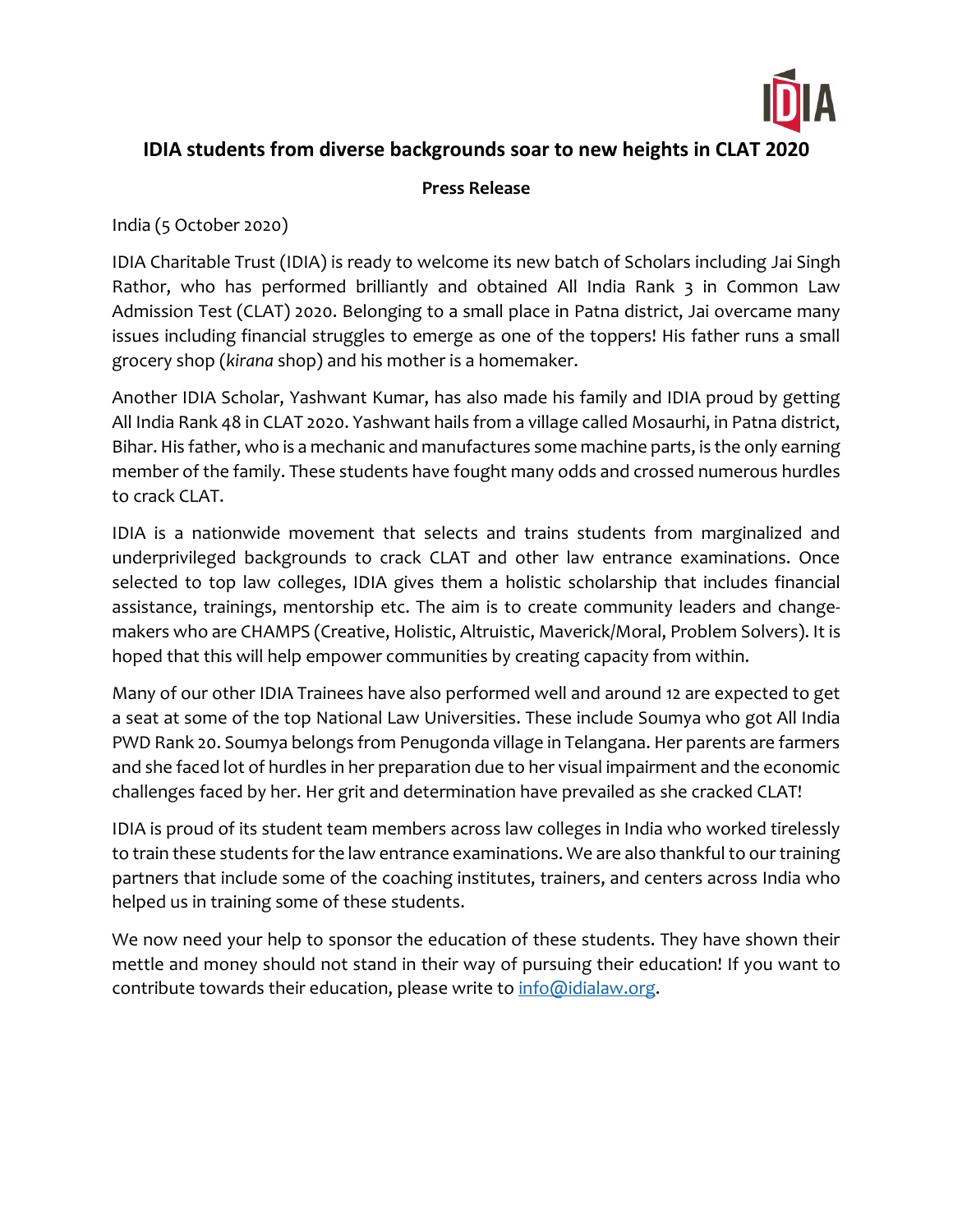# IDIA students from diverse backgrounds soar to new heights in CLAT 2020

**Press Release**

India (5 October 2020)

IDIA Charitable Trust (IDIA) is ready to welcome its new batch of Scholars including Jai Singh Rathor, who has performed brilliantly and obtained All India Rank 3 in Common Law Admission Test (CLAT) 2020. Belonging to a small place in Patna district, Jai overcame many issues including financial struggles to emerge as one of the toppers! His father runs a small grocery shop (*kirana* shop) and his mother is a homemaker.

Another IDIA Scholar, Yashwant Kumar, has also made his family and IDIA proud by getting All India Rank 48 in CLAT 2020. Yashwant hails from a village called Mosaurhi, in Patna district, Bihar. His father, who is a mechanic and manufactures some machine parts, is the only earning member of the family. These students have fought many odds and crossed numerous hurdles to crack CLAT.

IDIA is a nationwide movement that selects and trains students from marginalized and underprivileged backgrounds to crack CLAT and other law entrance examinations. Once selected to top law colleges, IDIA gives them a holistic scholarship that includes financial assistance, trainings, mentorship etc. The aim is to create community leaders and change-makers who are CHAMPS (Creative, Holistic, Altruistic, Maverick/Moral, Problem Solvers). It is hoped that this will help empower communities by creating capacity from within.

Many of our other IDIA Trainees have also performed well and around 12 are expected to get a seat at some of the top National Law Universities. These include Soumya who got All India PWD Rank 20. Soumya belongs from Penugonda village in Telangana. Her parents are farmers and she faced lot of hurdles in her preparation due to her visual impairment and the economic challenges faced by her. Her grit and determination have prevailed as she cracked CLAT!

IDIA is proud of its student team members across law colleges in India who worked tirelessly to train these students for the law entrance examinations. We are also thankful to our training partners that include some of the coaching institutes, trainers, and centers across India who helped us in training some of these students.

We now need your help to sponsor the education of these students. They have shown their mettle and money should not stand in their way of pursuing their education! If you want to contribute towards their education, please write to [info@idialaw.org](mailto:info@idialaw.org).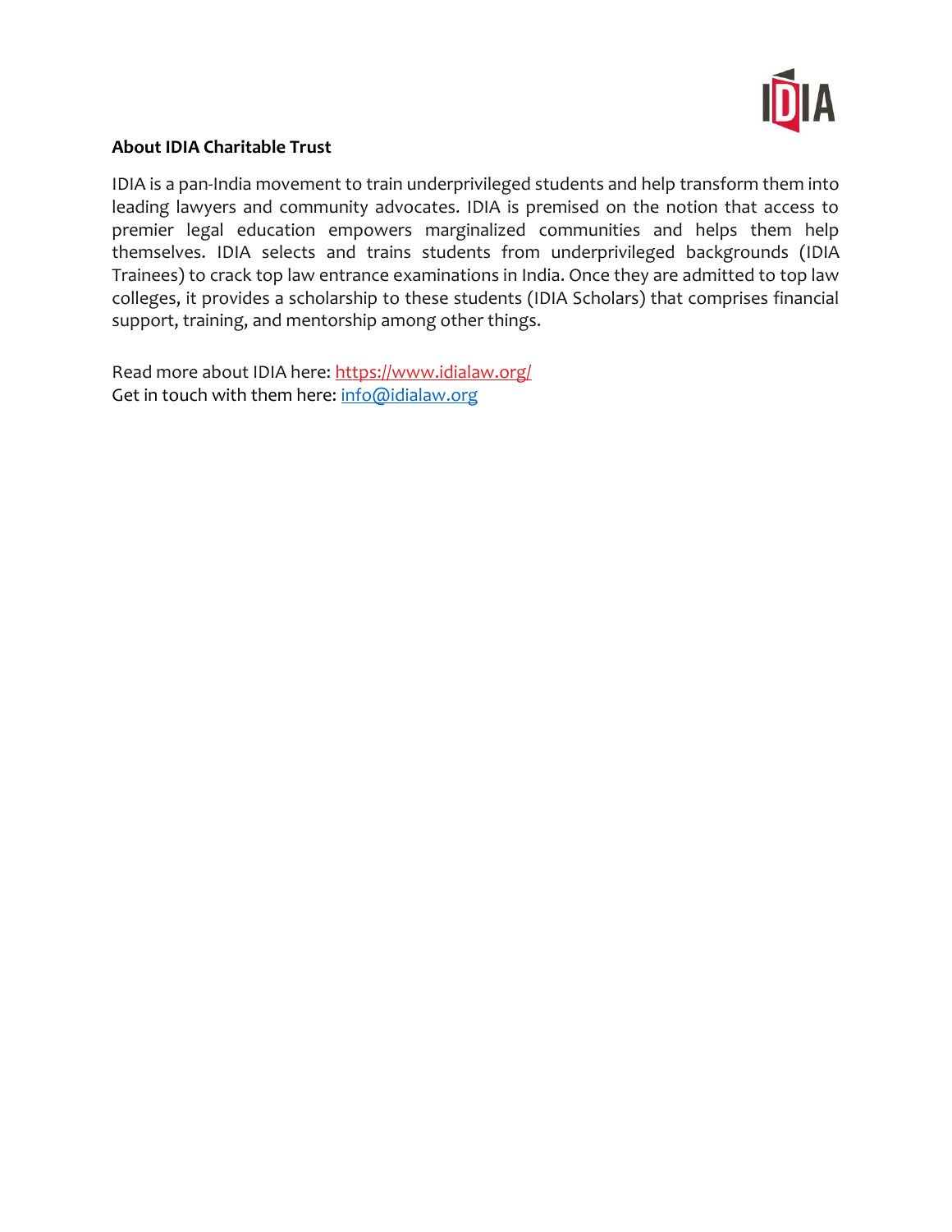**About IDIA Charitable Trust**

IDIA is a pan-India movement to train underprivileged students and help transform them into leading lawyers and community advocates. IDIA is premised on the notion that access to premier legal education empowers marginalized communities and helps them help themselves. IDIA selects and trains students from underprivileged backgrounds (IDIA Trainees) to crack top law entrance examinations in India. Once they are admitted to top law colleges, it provides a scholarship to these students (IDIA Scholars) that comprises financial support, training, and mentorship among other things.

Read more about IDIA here: https://www.idialaw.org/
Get in touch with them here: info@idialaw.org